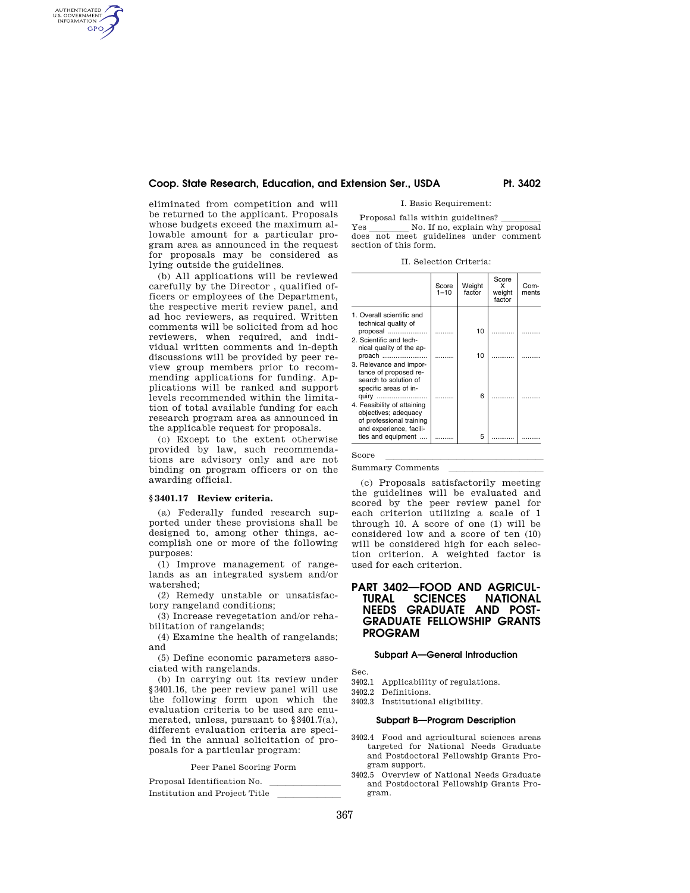eliminated from competition and will be returned to the applicant. Proposals whose budgets exceed the maximum allowable amount for a particular program area as announced in the request for proposals may be considered as lying outside the guidelines.

(b) All applications will be reviewed carefully by the Director , qualified officers or employees of the Department, the respective merit review panel, and ad hoc reviewers, as required. Written comments will be solicited from ad hoc reviewers, when required, and individual written comments and in-depth discussions will be provided by peer review group members prior to recommending applications for funding. Applications will be ranked and support levels recommended within the limitation of total available funding for each research program area as announced in the applicable request for proposals.

(c) Except to the extent otherwise provided by law, such recommendations are advisory only and are not binding on program officers or on the awarding official.

### § 3401.17 Review criteria.

(a) Federally funded research supported under these provisions shall be designed to, among other things, accomplish one or more of the following purposes:

(1) Improve management of rangelands as an integrated system and/or watershed;

(2) Remedy unstable or unsatisfactory rangeland conditions;

(3) Increase revegetation and/or rehabilitation of rangelands;

(4) Examine the health of rangelands; and

(5) Define economic parameters associated with rangelands.

(b) In carrying out its review under §3401.16, the peer review panel will use the following form upon which the evaluation criteria to be used are enumerated, unless, pursuant to §3401.7(a), different evaluation criteria are specified in the annual solicitation of proposals for a particular program:

Peer Panel Scoring Form

Proposal Identification No. \_\_\_\_\_\_\_\_\_\_

Institution and Project Title \_\_\_\_\_\_\_\_\_\_

I. Basic Requirement:

Proposal falls within guidelines? \_\_\_\_\_\_\_\_ Yes \_\_\_\_\_\_\_\_ No. If no, explain why proposal does not meet guidelines under comment section of this form.

II. Selection Criteria:

| | Score 1–10 | Weight factor | Score X weight factor | Comments |
|---|---|---|---|---|
| 1. Overall scientific and technical quality of proposal | .......... | 10 | .......... | .......... |
| 2. Scientific and technical quality of the approach | .......... | 10 | .......... | .......... |
| 3. Relevance and importance of proposed research to solution of specific areas of inquiry | .......... | 6 | .......... | .......... |
| 4. Feasibility of attaining objectives; adequacy of professional training and experience, facilities and equipment | .......... | 5 | .......... | .......... |

Score \_\_\_\_\_\_\_\_\_\_

Summary Comments \_\_\_\_\_\_\_\_\_\_

(c) Proposals satisfactorily meeting the guidelines will be evaluated and scored by the peer review panel for each criterion utilizing a scale of 1 through 10. A score of one (1) will be considered low and a score of ten (10) will be considered high for each selection criterion. A weighted factor is used for each criterion.

# PART 3402—FOOD AND AGRICULTURAL SCIENCES NATIONAL NEEDS GRADUATE AND POSTGRADUATE FELLOWSHIP GRANTS PROGRAM

## Subpart A—General Introduction

Sec.

3402.1 Applicability of regulations.

3402.2 Definitions.

3402.3 Institutional eligibility.

## Subpart B—Program Description

3402.4 Food and agricultural sciences areas targeted for National Needs Graduate and Postdoctoral Fellowship Grants Program support.

3402.5 Overview of National Needs Graduate and Postdoctoral Fellowship Grants Program.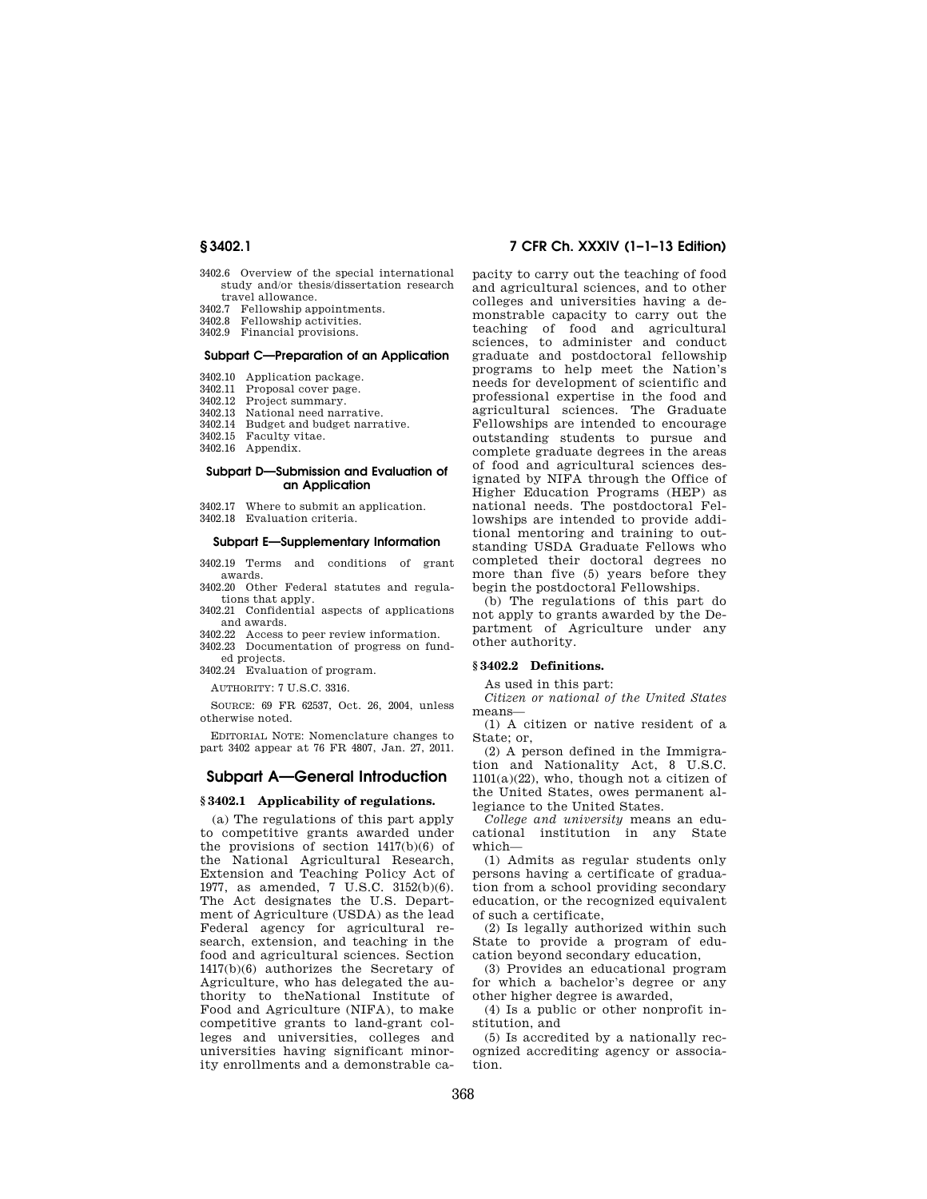3402.6 Overview of the special international study and/or thesis/dissertation research travel allowance.
3402.7 Fellowship appointments.
3402.8 Fellowship activities.
3402.9 Financial provisions.

### Subpart C—Preparation of an Application

3402.10 Application package.
3402.11 Proposal cover page.
3402.12 Project summary.
3402.13 National need narrative.
3402.14 Budget and budget narrative.
3402.15 Faculty vitae.
3402.16 Appendix.

### Subpart D—Submission and Evaluation of an Application

3402.17 Where to submit an application.
3402.18 Evaluation criteria.

### Subpart E—Supplementary Information

3402.19 Terms and conditions of grant awards.
3402.20 Other Federal statutes and regulations that apply.
3402.21 Confidential aspects of applications and awards.
3402.22 Access to peer review information.
3402.23 Documentation of progress on funded projects.
3402.24 Evaluation of program.

AUTHORITY: 7 U.S.C. 3316.

SOURCE: 69 FR 62537, Oct. 26, 2004, unless otherwise noted.

EDITORIAL NOTE: Nomenclature changes to part 3402 appear at 76 FR 4807, Jan. 27, 2011.

## Subpart A—General Introduction

### § 3402.1 Applicability of regulations.

(a) The regulations of this part apply to competitive grants awarded under the provisions of section 1417(b)(6) of the National Agricultural Research, Extension and Teaching Policy Act of 1977, as amended, 7 U.S.C. 3152(b)(6). The Act designates the U.S. Department of Agriculture (USDA) as the lead Federal agency for agricultural research, extension, and teaching in the food and agricultural sciences. Section 1417(b)(6) authorizes the Secretary of Agriculture, who has delegated the authority to theNational Institute of Food and Agriculture (NIFA), to make competitive grants to land-grant colleges and universities, colleges and universities having significant minority enrollments and a demonstrable capacity to carry out the teaching of food and agricultural sciences, and to other colleges and universities having a demonstrable capacity to carry out the teaching of food and agricultural sciences, to administer and conduct graduate and postdoctoral fellowship programs to help meet the Nation's needs for development of scientific and professional expertise in the food and agricultural sciences. The Graduate Fellowships are intended to encourage outstanding students to pursue and complete graduate degrees in the areas of food and agricultural sciences designated by NIFA through the Office of Higher Education Programs (HEP) as national needs. The postdoctoral Fellowships are intended to provide additional mentoring and training to outstanding USDA Graduate Fellows who completed their doctoral degrees no more than five (5) years before they begin the postdoctoral Fellowships.

(b) The regulations of this part do not apply to grants awarded by the Department of Agriculture under any other authority.

### § 3402.2 Definitions.

As used in this part:

*Citizen or national of the United States* means—

(1) A citizen or native resident of a State; or,

(2) A person defined in the Immigration and Nationality Act, 8 U.S.C. 1101(a)(22), who, though not a citizen of the United States, owes permanent allegiance to the United States.

*College and university* means an educational institution in any State which—

(1) Admits as regular students only persons having a certificate of graduation from a school providing secondary education, or the recognized equivalent of such a certificate,

(2) Is legally authorized within such State to provide a program of education beyond secondary education,

(3) Provides an educational program for which a bachelor's degree or any other higher degree is awarded,

(4) Is a public or other nonprofit institution, and

(5) Is accredited by a nationally recognized accrediting agency or association.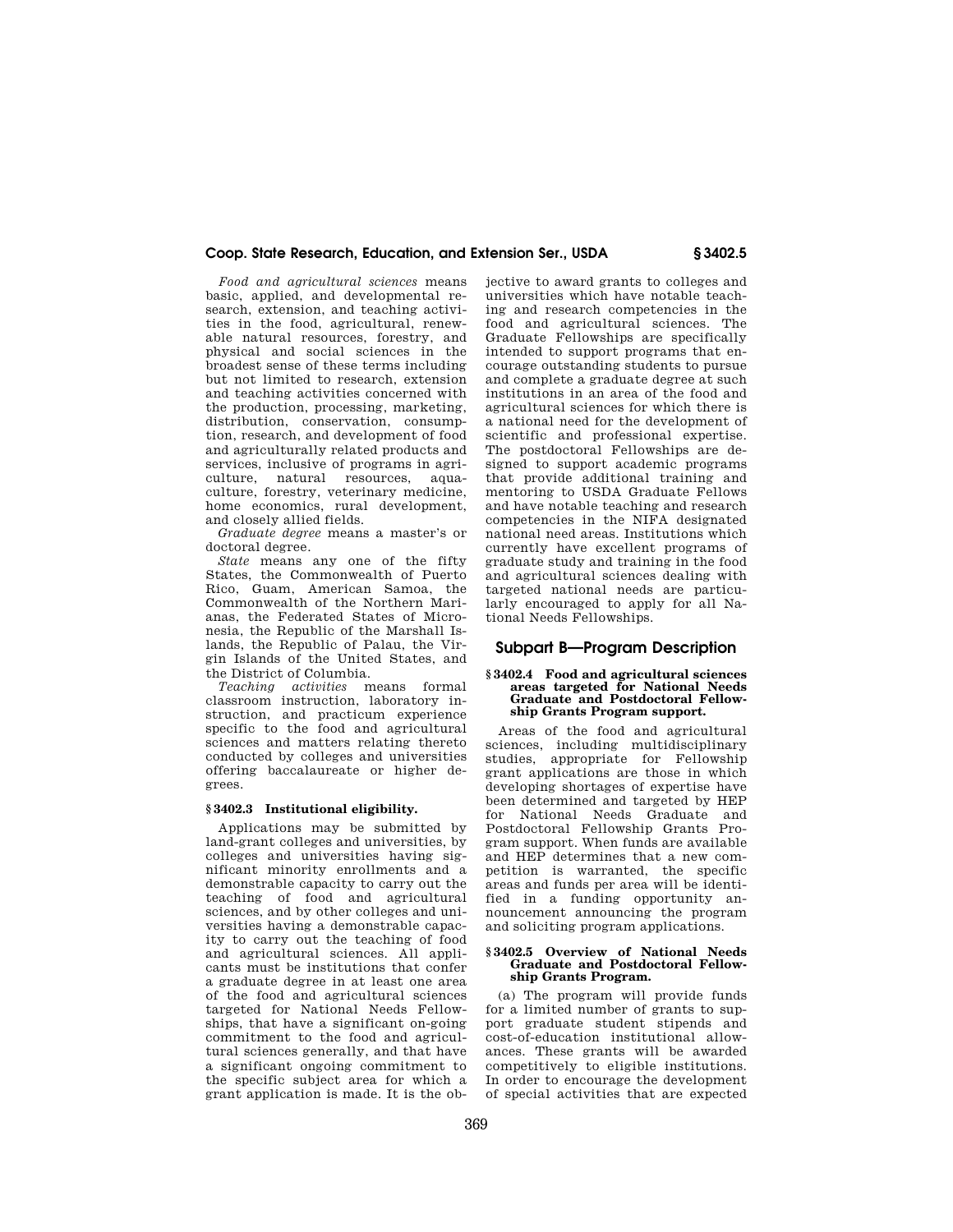*Food and agricultural sciences* means basic, applied, and developmental research, extension, and teaching activities in the food, agricultural, renewable natural resources, forestry, and physical and social sciences in the broadest sense of these terms including but not limited to research, extension and teaching activities concerned with the production, processing, marketing, distribution, conservation, consumption, research, and development of food and agriculturally related products and services, inclusive of programs in agriculture, natural resources, aquaculture, forestry, veterinary medicine, home economics, rural development, and closely allied fields.

*Graduate degree* means a master's or doctoral degree.

*State* means any one of the fifty States, the Commonwealth of Puerto Rico, Guam, American Samoa, the Commonwealth of the Northern Marianas, the Federated States of Micronesia, the Republic of the Marshall Islands, the Republic of Palau, the Virgin Islands of the United States, and the District of Columbia.

*Teaching activities* means formal classroom instruction, laboratory instruction, and practicum experience specific to the food and agricultural sciences and matters relating thereto conducted by colleges and universities offering baccalaureate or higher degrees.

#### § 3402.3 Institutional eligibility.

Applications may be submitted by land-grant colleges and universities, by colleges and universities having significant minority enrollments and a demonstrable capacity to carry out the teaching of food and agricultural sciences, and by other colleges and universities having a demonstrable capacity to carry out the teaching of food and agricultural sciences. All applicants must be institutions that confer a graduate degree in at least one area of the food and agricultural sciences targeted for National Needs Fellowships, that have a significant on-going commitment to the food and agricultural sciences generally, and that have a significant ongoing commitment to the specific subject area for which a grant application is made. It is the objective to award grants to colleges and universities which have notable teaching and research competencies in the food and agricultural sciences. The Graduate Fellowships are specifically intended to support programs that encourage outstanding students to pursue and complete a graduate degree at such institutions in an area of the food and agricultural sciences for which there is a national need for the development of scientific and professional expertise. The postdoctoral Fellowships are designed to support academic programs that provide additional training and mentoring to USDA Graduate Fellows and have notable teaching and research competencies in the NIFA designated national need areas. Institutions which currently have excellent programs of graduate study and training in the food and agricultural sciences dealing with targeted national needs are particularly encouraged to apply for all National Needs Fellowships.

## Subpart B—Program Description

#### § 3402.4 Food and agricultural sciences areas targeted for National Needs Graduate and Postdoctoral Fellowship Grants Program support.

Areas of the food and agricultural sciences, including multidisciplinary studies, appropriate for Fellowship grant applications are those in which developing shortages of expertise have been determined and targeted by HEP for National Needs Graduate and Postdoctoral Fellowship Grants Program support. When funds are available and HEP determines that a new competition is warranted, the specific areas and funds per area will be identified in a funding opportunity announcement announcing the program and soliciting program applications.

#### § 3402.5 Overview of National Needs Graduate and Postdoctoral Fellowship Grants Program.

(a) The program will provide funds for a limited number of grants to support graduate student stipends and cost-of-education institutional allowances. These grants will be awarded competitively to eligible institutions. In order to encourage the development of special activities that are expected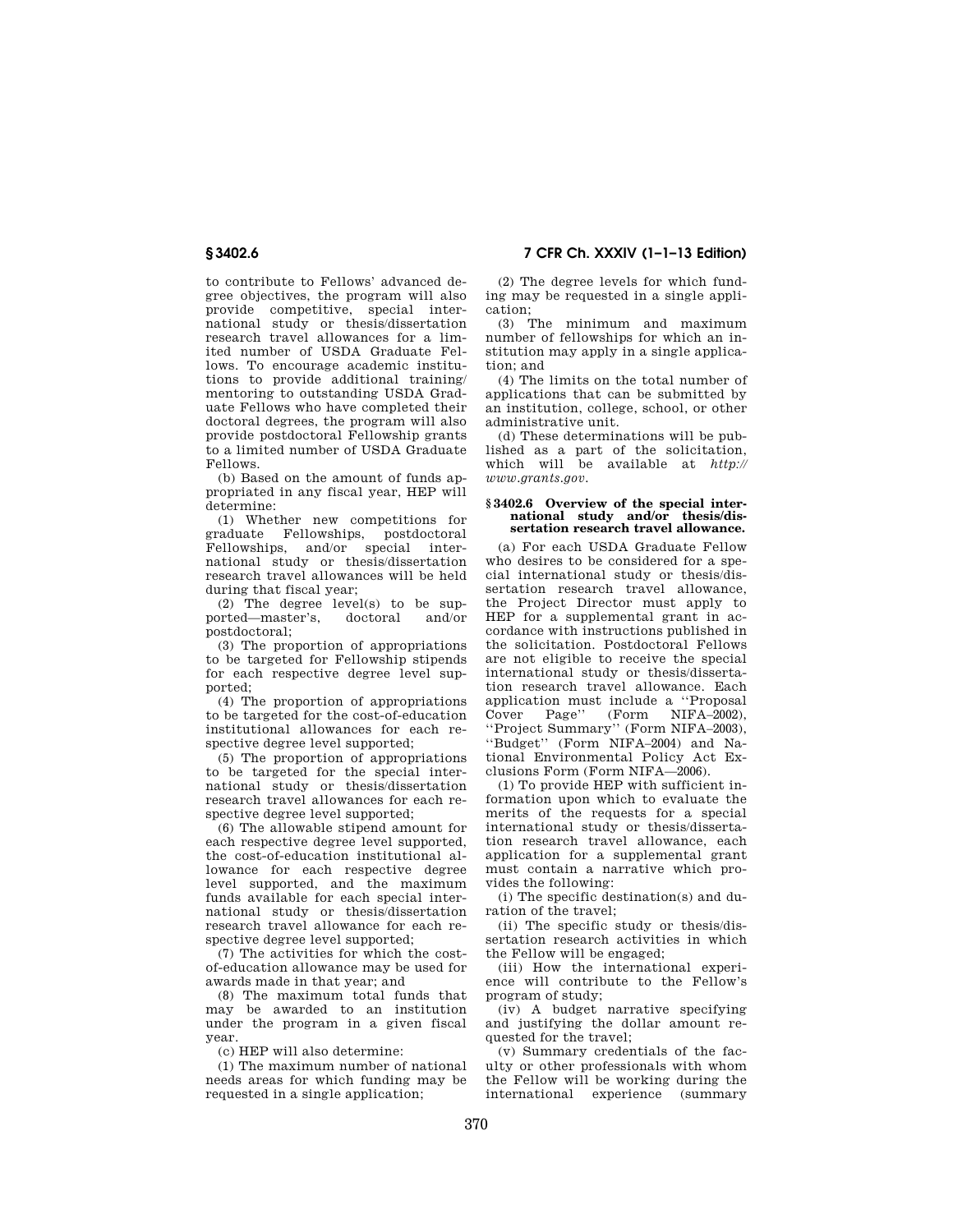to contribute to Fellows' advanced degree objectives, the program will also provide competitive, special international study or thesis/dissertation research travel allowances for a limited number of USDA Graduate Fellows. To encourage academic institutions to provide additional training/mentoring to outstanding USDA Graduate Fellows who have completed their doctoral degrees, the program will also provide postdoctoral Fellowship grants to a limited number of USDA Graduate Fellows.

(b) Based on the amount of funds appropriated in any fiscal year, HEP will determine:

(1) Whether new competitions for graduate Fellowships, postdoctoral Fellowships, and/or special international study or thesis/dissertation research travel allowances will be held during that fiscal year;

(2) The degree level(s) to be supported—master's, doctoral and/or postdoctoral;

(3) The proportion of appropriations to be targeted for Fellowship stipends for each respective degree level supported;

(4) The proportion of appropriations to be targeted for the cost-of-education institutional allowances for each respective degree level supported;

(5) The proportion of appropriations to be targeted for the special international study or thesis/dissertation research travel allowances for each respective degree level supported;

(6) The allowable stipend amount for each respective degree level supported, the cost-of-education institutional allowance for each respective degree level supported, and the maximum funds available for each special international study or thesis/dissertation research travel allowance for each respective degree level supported;

(7) The activities for which the cost-of-education allowance may be used for awards made in that year; and

(8) The maximum total funds that may be awarded to an institution under the program in a given fiscal year.

(c) HEP will also determine:

(1) The maximum number of national needs areas for which funding may be requested in a single application;

(2) The degree levels for which funding may be requested in a single application;

(3) The minimum and maximum number of fellowships for which an institution may apply in a single application; and

(4) The limits on the total number of applications that can be submitted by an institution, college, school, or other administrative unit.

(d) These determinations will be published as a part of the solicitation, which will be available at *http://www.grants.gov*.

### § 3402.6 Overview of the special international study and/or thesis/dissertation research travel allowance.

(a) For each USDA Graduate Fellow who desires to be considered for a special international study or thesis/dissertation research travel allowance, the Project Director must apply to HEP for a supplemental grant in accordance with instructions published in the solicitation. Postdoctoral Fellows are not eligible to receive the special international study or thesis/dissertation research travel allowance. Each application must include a ''Proposal Cover Page'' (Form NIFA–2002), ''Project Summary'' (Form NIFA–2003), ''Budget'' (Form NIFA–2004) and National Environmental Policy Act Exclusions Form (Form NIFA—2006).

(1) To provide HEP with sufficient information upon which to evaluate the merits of the requests for a special international study or thesis/dissertation research travel allowance, each application for a supplemental grant must contain a narrative which provides the following:

(i) The specific destination(s) and duration of the travel;

(ii) The specific study or thesis/dissertation research activities in which the Fellow will be engaged;

(iii) How the international experience will contribute to the Fellow's program of study;

(iv) A budget narrative specifying and justifying the dollar amount requested for the travel;

(v) Summary credentials of the faculty or other professionals with whom the Fellow will be working during the international experience (summary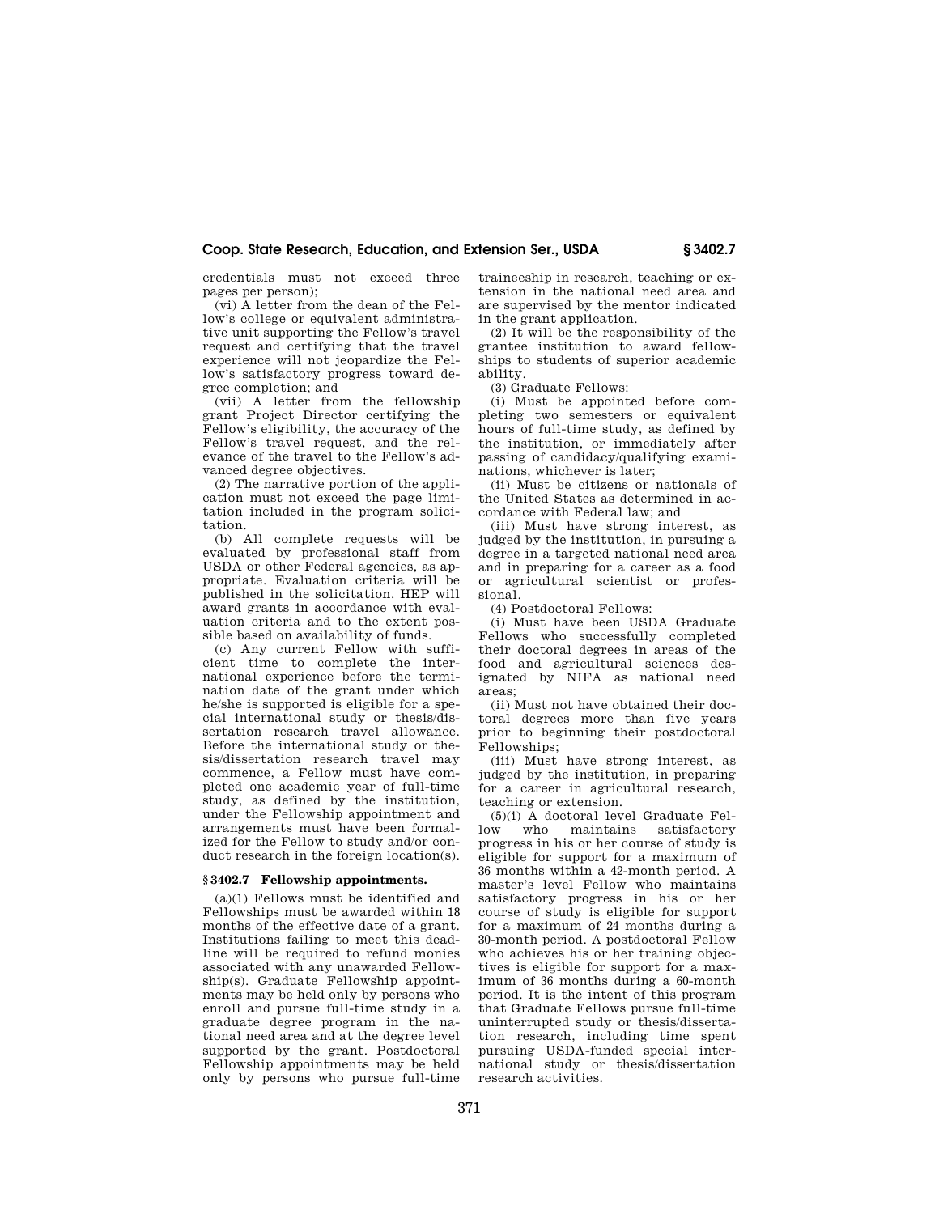credentials must not exceed three pages per person);

(vi) A letter from the dean of the Fellow's college or equivalent administrative unit supporting the Fellow's travel request and certifying that the travel experience will not jeopardize the Fellow's satisfactory progress toward degree completion; and

(vii) A letter from the fellowship grant Project Director certifying the Fellow's eligibility, the accuracy of the Fellow's travel request, and the relevance of the travel to the Fellow's advanced degree objectives.

(2) The narrative portion of the application must not exceed the page limitation included in the program solicitation.

(b) All complete requests will be evaluated by professional staff from USDA or other Federal agencies, as appropriate. Evaluation criteria will be published in the solicitation. HEP will award grants in accordance with evaluation criteria and to the extent possible based on availability of funds.

(c) Any current Fellow with sufficient time to complete the international experience before the termination date of the grant under which he/she is supported is eligible for a special international study or thesis/dissertation research travel allowance. Before the international study or thesis/dissertation research travel may commence, a Fellow must have completed one academic year of full-time study, as defined by the institution, under the Fellowship appointment and arrangements must have been formalized for the Fellow to study and/or conduct research in the foreign location(s).

### § 3402.7 Fellowship appointments.

(a)(1) Fellows must be identified and Fellowships must be awarded within 18 months of the effective date of a grant. Institutions failing to meet this deadline will be required to refund monies associated with any unawarded Fellowship(s). Graduate Fellowship appointments may be held only by persons who enroll and pursue full-time study in a graduate degree program in the national need area and at the degree level supported by the grant. Postdoctoral Fellowship appointments may be held only by persons who pursue full-time traineeship in research, teaching or extension in the national need area and are supervised by the mentor indicated in the grant application.

(2) It will be the responsibility of the grantee institution to award fellowships to students of superior academic ability.

(3) Graduate Fellows:

(i) Must be appointed before completing two semesters or equivalent hours of full-time study, as defined by the institution, or immediately after passing of candidacy/qualifying examinations, whichever is later;

(ii) Must be citizens or nationals of the United States as determined in accordance with Federal law; and

(iii) Must have strong interest, as judged by the institution, in pursuing a degree in a targeted national need area and in preparing for a career as a food or agricultural scientist or professional.

(4) Postdoctoral Fellows:

(i) Must have been USDA Graduate Fellows who successfully completed their doctoral degrees in areas of the food and agricultural sciences designated by NIFA as national need areas;

(ii) Must not have obtained their doctoral degrees more than five years prior to beginning their postdoctoral Fellowships;

(iii) Must have strong interest, as judged by the institution, in preparing for a career in agricultural research, teaching or extension.

(5)(i) A doctoral level Graduate Fellow who maintains satisfactory progress in his or her course of study is eligible for support for a maximum of 36 months within a 42-month period. A master's level Fellow who maintains satisfactory progress in his or her course of study is eligible for support for a maximum of 24 months during a 30-month period. A postdoctoral Fellow who achieves his or her training objectives is eligible for support for a maximum of 36 months during a 60-month period. It is the intent of this program that Graduate Fellows pursue full-time uninterrupted study or thesis/dissertation research, including time spent pursuing USDA-funded special international study or thesis/dissertation research activities.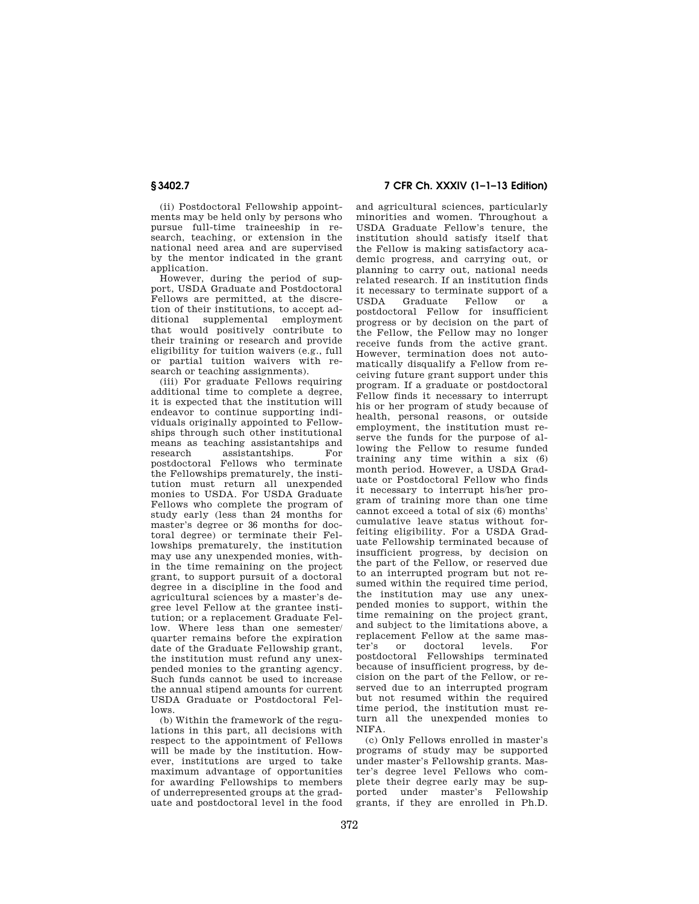(ii) Postdoctoral Fellowship appointments may be held only by persons who pursue full-time traineeship in research, teaching, or extension in the national need area and are supervised by the mentor indicated in the grant application.

However, during the period of support, USDA Graduate and Postdoctoral Fellows are permitted, at the discretion of their institutions, to accept additional supplemental employment that would positively contribute to their training or research and provide eligibility for tuition waivers (e.g., full or partial tuition waivers with research or teaching assignments).

(iii) For graduate Fellows requiring additional time to complete a degree, it is expected that the institution will endeavor to continue supporting individuals originally appointed to Fellowships through such other institutional means as teaching assistantships and research assistantships. For postdoctoral Fellows who terminate the Fellowships prematurely, the institution must return all unexpended monies to USDA. For USDA Graduate Fellows who complete the program of study early (less than 24 months for master's degree or 36 months for doctoral degree) or terminate their Fellowships prematurely, the institution may use any unexpended monies, within the time remaining on the project grant, to support pursuit of a doctoral degree in a discipline in the food and agricultural sciences by a master's degree level Fellow at the grantee institution; or a replacement Graduate Fellow. Where less than one semester/quarter remains before the expiration date of the Graduate Fellowship grant, the institution must refund any unexpended monies to the granting agency. Such funds cannot be used to increase the annual stipend amounts for current USDA Graduate or Postdoctoral Fellows.

(b) Within the framework of the regulations in this part, all decisions with respect to the appointment of Fellows will be made by the institution. However, institutions are urged to take maximum advantage of opportunities for awarding Fellowships to members of underrepresented groups at the graduate and postdoctoral level in the food and agricultural sciences, particularly minorities and women. Throughout a USDA Graduate Fellow's tenure, the institution should satisfy itself that the Fellow is making satisfactory academic progress, and carrying out, or planning to carry out, national needs related research. If an institution finds it necessary to terminate support of a USDA Graduate Fellow or a postdoctoral Fellow for insufficient progress or by decision on the part of the Fellow, the Fellow may no longer receive funds from the active grant. However, termination does not automatically disqualify a Fellow from receiving future grant support under this program. If a graduate or postdoctoral Fellow finds it necessary to interrupt his or her program of study because of health, personal reasons, or outside employment, the institution must reserve the funds for the purpose of allowing the Fellow to resume funded training any time within a six (6) month period. However, a USDA Graduate or Postdoctoral Fellow who finds it necessary to interrupt his/her program of training more than one time cannot exceed a total of six (6) months' cumulative leave status without forfeiting eligibility. For a USDA Graduate Fellowship terminated because of insufficient progress, by decision on the part of the Fellow, or reserved due to an interrupted program but not resumed within the required time period, the institution may use any unexpended monies to support, within the time remaining on the project grant, and subject to the limitations above, a replacement Fellow at the same master's or doctoral levels. For postdoctoral Fellowships terminated because of insufficient progress, by decision on the part of the Fellow, or reserved due to an interrupted program but not resumed within the required time period, the institution must return all the unexpended monies to NIFA.

(c) Only Fellows enrolled in master's programs of study may be supported under master's Fellowship grants. Master's degree level Fellows who complete their degree early may be supported under master's Fellowship grants, if they are enrolled in Ph.D.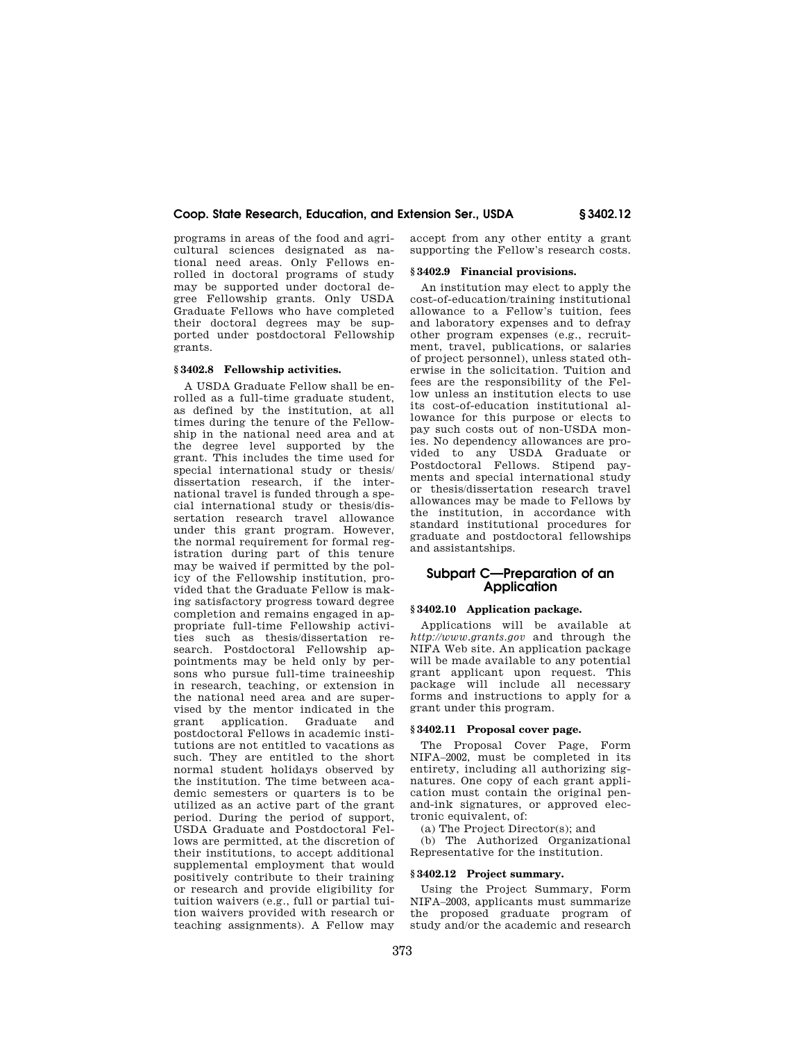programs in areas of the food and agricultural sciences designated as national need areas. Only Fellows enrolled in doctoral programs of study may be supported under doctoral degree Fellowship grants. Only USDA Graduate Fellows who have completed their doctoral degrees may be supported under postdoctoral Fellowship grants.

### § 3402.8 Fellowship activities.

A USDA Graduate Fellow shall be enrolled as a full-time graduate student, as defined by the institution, at all times during the tenure of the Fellowship in the national need area and at the degree level supported by the grant. This includes the time used for special international study or thesis/dissertation research, if the international travel is funded through a special international study or thesis/dissertation research travel allowance under this grant program. However, the normal requirement for formal registration during part of this tenure may be waived if permitted by the policy of the Fellowship institution, provided that the Graduate Fellow is making satisfactory progress toward degree completion and remains engaged in appropriate full-time Fellowship activities such as thesis/dissertation research. Postdoctoral Fellowship appointments may be held only by persons who pursue full-time traineeship in research, teaching, or extension in the national need area and are supervised by the mentor indicated in the grant application. Graduate and postdoctoral Fellows in academic institutions are not entitled to vacations as such. They are entitled to the short normal student holidays observed by the institution. The time between academic semesters or quarters is to be utilized as an active part of the grant period. During the period of support, USDA Graduate and Postdoctoral Fellows are permitted, at the discretion of their institutions, to accept additional supplemental employment that would positively contribute to their training or research and provide eligibility for tuition waivers (e.g., full or partial tuition waivers provided with research or teaching assignments). A Fellow may accept from any other entity a grant supporting the Fellow's research costs.

### § 3402.9 Financial provisions.

An institution may elect to apply the cost-of-education/training institutional allowance to a Fellow's tuition, fees and laboratory expenses and to defray other program expenses (e.g., recruitment, travel, publications, or salaries of project personnel), unless stated otherwise in the solicitation. Tuition and fees are the responsibility of the Fellow unless an institution elects to use its cost-of-education institutional allowance for this purpose or elects to pay such costs out of non-USDA monies. No dependency allowances are provided to any USDA Graduate or Postdoctoral Fellows. Stipend payments and special international study or thesis/dissertation research travel allowances may be made to Fellows by the institution, in accordance with standard institutional procedures for graduate and postdoctoral fellowships and assistantships.

## Subpart C—Preparation of an Application

### § 3402.10 Application package.

Applications will be available at *http://www.grants.gov* and through the NIFA Web site. An application package will be made available to any potential grant applicant upon request. This package will include all necessary forms and instructions to apply for a grant under this program.

### § 3402.11 Proposal cover page.

The Proposal Cover Page, Form NIFA–2002, must be completed in its entirety, including all authorizing signatures. One copy of each grant application must contain the original pen-and-ink signatures, or approved electronic equivalent, of:

(a) The Project Director(s); and

(b) The Authorized Organizational Representative for the institution.

### § 3402.12 Project summary.

Using the Project Summary, Form NIFA–2003, applicants must summarize the proposed graduate program of study and/or the academic and research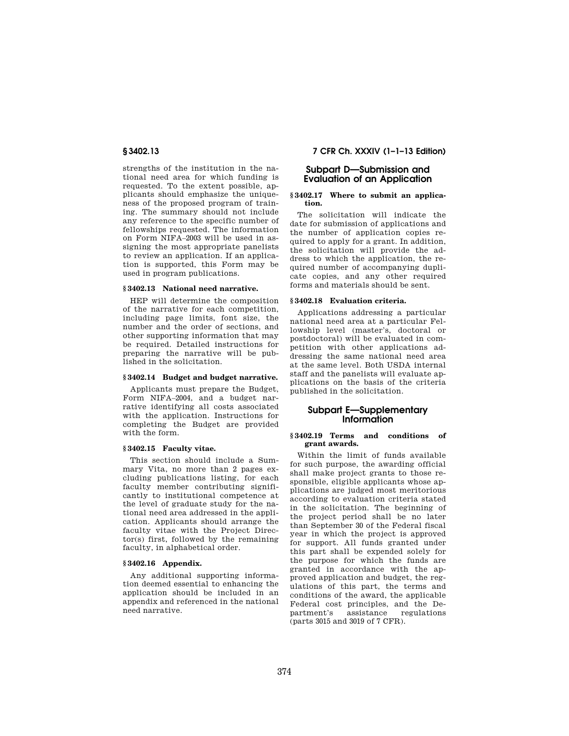strengths of the institution in the national need area for which funding is requested. To the extent possible, applicants should emphasize the uniqueness of the proposed program of training. The summary should not include any reference to the specific number of fellowships requested. The information on Form NIFA–2003 will be used in assigning the most appropriate panelists to review an application. If an application is supported, this Form may be used in program publications.

### § 3402.13 National need narrative.

HEP will determine the composition of the narrative for each competition, including page limits, font size, the number and the order of sections, and other supporting information that may be required. Detailed instructions for preparing the narrative will be published in the solicitation.

### § 3402.14 Budget and budget narrative.

Applicants must prepare the Budget, Form NIFA–2004, and a budget narrative identifying all costs associated with the application. Instructions for completing the Budget are provided with the form.

### § 3402.15 Faculty vitae.

This section should include a Summary Vita, no more than 2 pages excluding publications listing, for each faculty member contributing significantly to institutional competence at the level of graduate study for the national need area addressed in the application. Applicants should arrange the faculty vitae with the Project Director(s) first, followed by the remaining faculty, in alphabetical order.

### § 3402.16 Appendix.

Any additional supporting information deemed essential to enhancing the application should be included in an appendix and referenced in the national need narrative.

## Subpart D—Submission and Evaluation of an Application

### § 3402.17 Where to submit an application.

The solicitation will indicate the date for submission of applications and the number of application copies required to apply for a grant. In addition, the solicitation will provide the address to which the application, the required number of accompanying duplicate copies, and any other required forms and materials should be sent.

### § 3402.18 Evaluation criteria.

Applications addressing a particular national need area at a particular Fellowship level (master's, doctoral or postdoctoral) will be evaluated in competition with other applications addressing the same national need area at the same level. Both USDA internal staff and the panelists will evaluate applications on the basis of the criteria published in the solicitation.

## Subpart E—Supplementary Information

### § 3402.19 Terms and conditions of grant awards.

Within the limit of funds available for such purpose, the awarding official shall make project grants to those responsible, eligible applicants whose applications are judged most meritorious according to evaluation criteria stated in the solicitation. The beginning of the project period shall be no later than September 30 of the Federal fiscal year in which the project is approved for support. All funds granted under this part shall be expended solely for the purpose for which the funds are granted in accordance with the approved application and budget, the regulations of this part, the terms and conditions of the award, the applicable Federal cost principles, and the Department's assistance regulations (parts 3015 and 3019 of 7 CFR).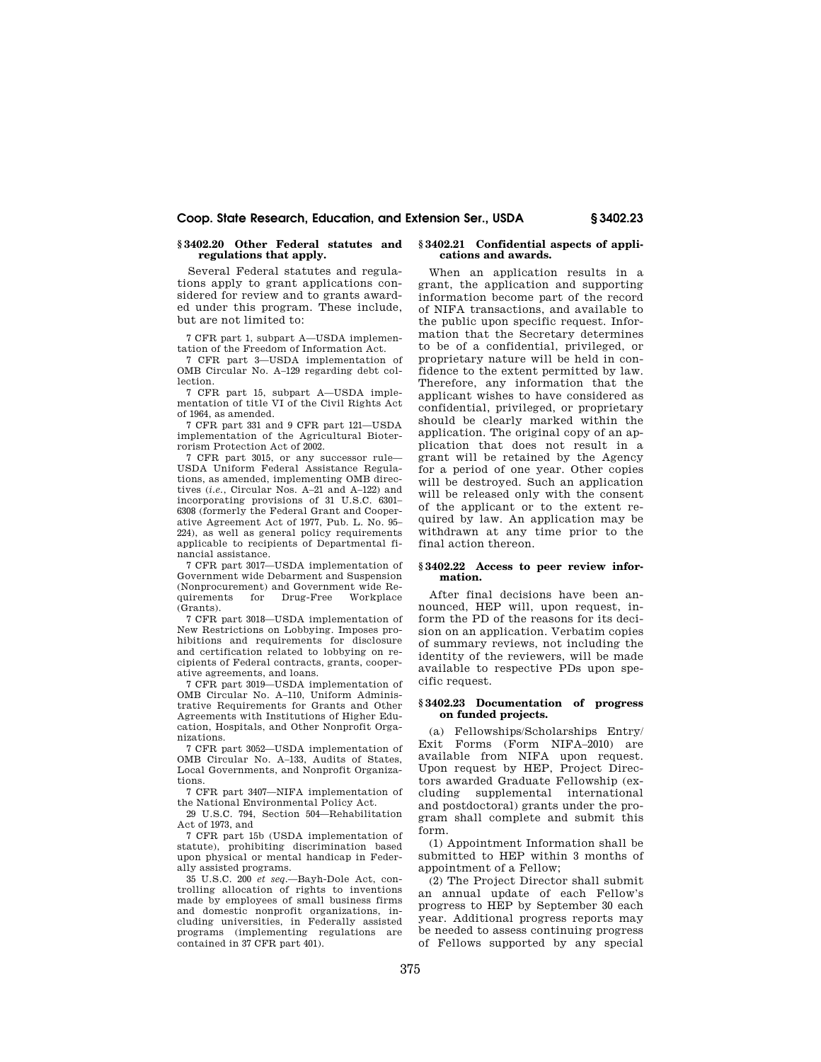### § 3402.20 Other Federal statutes and regulations that apply.

Several Federal statutes and regulations apply to grant applications considered for review and to grants awarded under this program. These include, but are not limited to:

7 CFR part 1, subpart A—USDA implementation of the Freedom of Information Act.

7 CFR part 3—USDA implementation of OMB Circular No. A–129 regarding debt collection.

7 CFR part 15, subpart A—USDA implementation of title VI of the Civil Rights Act of 1964, as amended.

7 CFR part 331 and 9 CFR part 121—USDA implementation of the Agricultural Bioterrorism Protection Act of 2002.

7 CFR part 3015, or any successor rule—USDA Uniform Federal Assistance Regulations, as amended, implementing OMB directives (*i.e.*, Circular Nos. A–21 and A–122) and incorporating provisions of 31 U.S.C. 6301–6308 (formerly the Federal Grant and Cooperative Agreement Act of 1977, Pub. L. No. 95–224), as well as general policy requirements applicable to recipients of Departmental financial assistance.

7 CFR part 3017—USDA implementation of Government wide Debarment and Suspension (Nonprocurement) and Government wide Requirements for Drug-Free Workplace (Grants).

7 CFR part 3018—USDA implementation of New Restrictions on Lobbying. Imposes prohibitions and requirements for disclosure and certification related to lobbying on recipients of Federal contracts, grants, cooperative agreements, and loans.

7 CFR part 3019—USDA implementation of OMB Circular No. A–110, Uniform Administrative Requirements for Grants and Other Agreements with Institutions of Higher Education, Hospitals, and Other Nonprofit Organizations.

7 CFR part 3052—USDA implementation of OMB Circular No. A–133, Audits of States, Local Governments, and Nonprofit Organizations.

7 CFR part 3407—NIFA implementation of the National Environmental Policy Act.

29 U.S.C. 794, Section 504—Rehabilitation Act of 1973, and

7 CFR part 15b (USDA implementation of statute), prohibiting discrimination based upon physical or mental handicap in Federally assisted programs.

35 U.S.C. 200 *et seq.*—Bayh-Dole Act, controlling allocation of rights to inventions made by employees of small business firms and domestic nonprofit organizations, including universities, in Federally assisted programs (implementing regulations are contained in 37 CFR part 401).

### § 3402.21 Confidential aspects of applications and awards.

When an application results in a grant, the application and supporting information become part of the record of NIFA transactions, and available to the public upon specific request. Information that the Secretary determines to be of a confidential, privileged, or proprietary nature will be held in confidence to the extent permitted by law. Therefore, any information that the applicant wishes to have considered as confidential, privileged, or proprietary should be clearly marked within the application. The original copy of an application that does not result in a grant will be retained by the Agency for a period of one year. Other copies will be destroyed. Such an application will be released only with the consent of the applicant or to the extent required by law. An application may be withdrawn at any time prior to the final action thereon.

### § 3402.22 Access to peer review information.

After final decisions have been announced, HEP will, upon request, inform the PD of the reasons for its decision on an application. Verbatim copies of summary reviews, not including the identity of the reviewers, will be made available to respective PDs upon specific request.

### § 3402.23 Documentation of progress on funded projects.

(a) Fellowships/Scholarships Entry/Exit Forms (Form NIFA–2010) are available from NIFA upon request. Upon request by HEP, Project Directors awarded Graduate Fellowship (excluding supplemental international and postdoctoral) grants under the program shall complete and submit this form.

(1) Appointment Information shall be submitted to HEP within 3 months of appointment of a Fellow;

(2) The Project Director shall submit an annual update of each Fellow's progress to HEP by September 30 each year. Additional progress reports may be needed to assess continuing progress of Fellows supported by any special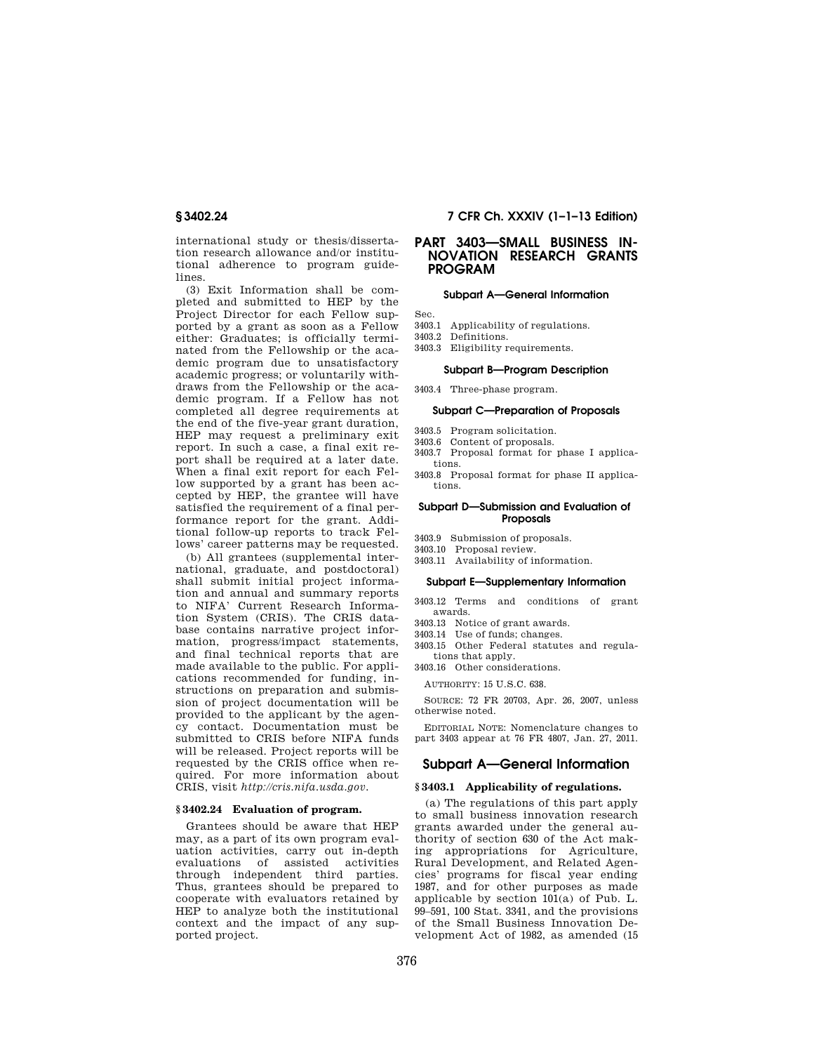international study or thesis/dissertation research allowance and/or institutional adherence to program guidelines.

(3) Exit Information shall be completed and submitted to HEP by the Project Director for each Fellow supported by a grant as soon as a Fellow either: Graduates; is officially terminated from the Fellowship or the academic program due to unsatisfactory academic progress; or voluntarily withdraws from the Fellowship or the academic program. If a Fellow has not completed all degree requirements at the end of the five-year grant duration, HEP may request a preliminary exit report. In such a case, a final exit report shall be required at a later date. When a final exit report for each Fellow supported by a grant has been accepted by HEP, the grantee will have satisfied the requirement of a final performance report for the grant. Additional follow-up reports to track Fellows' career patterns may be requested.

(b) All grantees (supplemental international, graduate, and postdoctoral) shall submit initial project information and annual and summary reports to NIFA' Current Research Information System (CRIS). The CRIS database contains narrative project information, progress/impact statements, and final technical reports that are made available to the public. For applications recommended for funding, instructions on preparation and submission of project documentation will be provided to the applicant by the agency contact. Documentation must be submitted to CRIS before NIFA funds will be released. Project reports will be requested by the CRIS office when required. For more information about CRIS, visit *http://cris.nifa.usda.gov*.

### § 3402.24 Evaluation of program.

Grantees should be aware that HEP may, as a part of its own program evaluation activities, carry out in-depth evaluations of assisted activities through independent third parties. Thus, grantees should be prepared to cooperate with evaluators retained by HEP to analyze both the institutional context and the impact of any supported project.

# PART 3403—SMALL BUSINESS INNOVATION RESEARCH GRANTS PROGRAM

#### Subpart A—General Information

Sec.
3403.1 Applicability of regulations.
3403.2 Definitions.
3403.3 Eligibility requirements.

#### Subpart B—Program Description

3403.4 Three-phase program.

#### Subpart C—Preparation of Proposals

3403.5 Program solicitation.
3403.6 Content of proposals.
3403.7 Proposal format for phase I applications.
3403.8 Proposal format for phase II applications.

#### Subpart D—Submission and Evaluation of Proposals

3403.9 Submission of proposals.
3403.10 Proposal review.
3403.11 Availability of information.

#### Subpart E—Supplementary Information

3403.12 Terms and conditions of grant awards.
3403.13 Notice of grant awards.
3403.14 Use of funds; changes.
3403.15 Other Federal statutes and regulations that apply.
3403.16 Other considerations.

AUTHORITY: 15 U.S.C. 638.

SOURCE: 72 FR 20703, Apr. 26, 2007, unless otherwise noted.

EDITORIAL NOTE: Nomenclature changes to part 3403 appear at 76 FR 4807, Jan. 27, 2011.

## Subpart A—General Information

### § 3403.1 Applicability of regulations.

(a) The regulations of this part apply to small business innovation research grants awarded under the general authority of section 630 of the Act making appropriations for Agriculture, Rural Development, and Related Agencies' programs for fiscal year ending 1987, and for other purposes as made applicable by section 101(a) of Pub. L. 99–591, 100 Stat. 3341, and the provisions of the Small Business Innovation Development Act of 1982, as amended (15